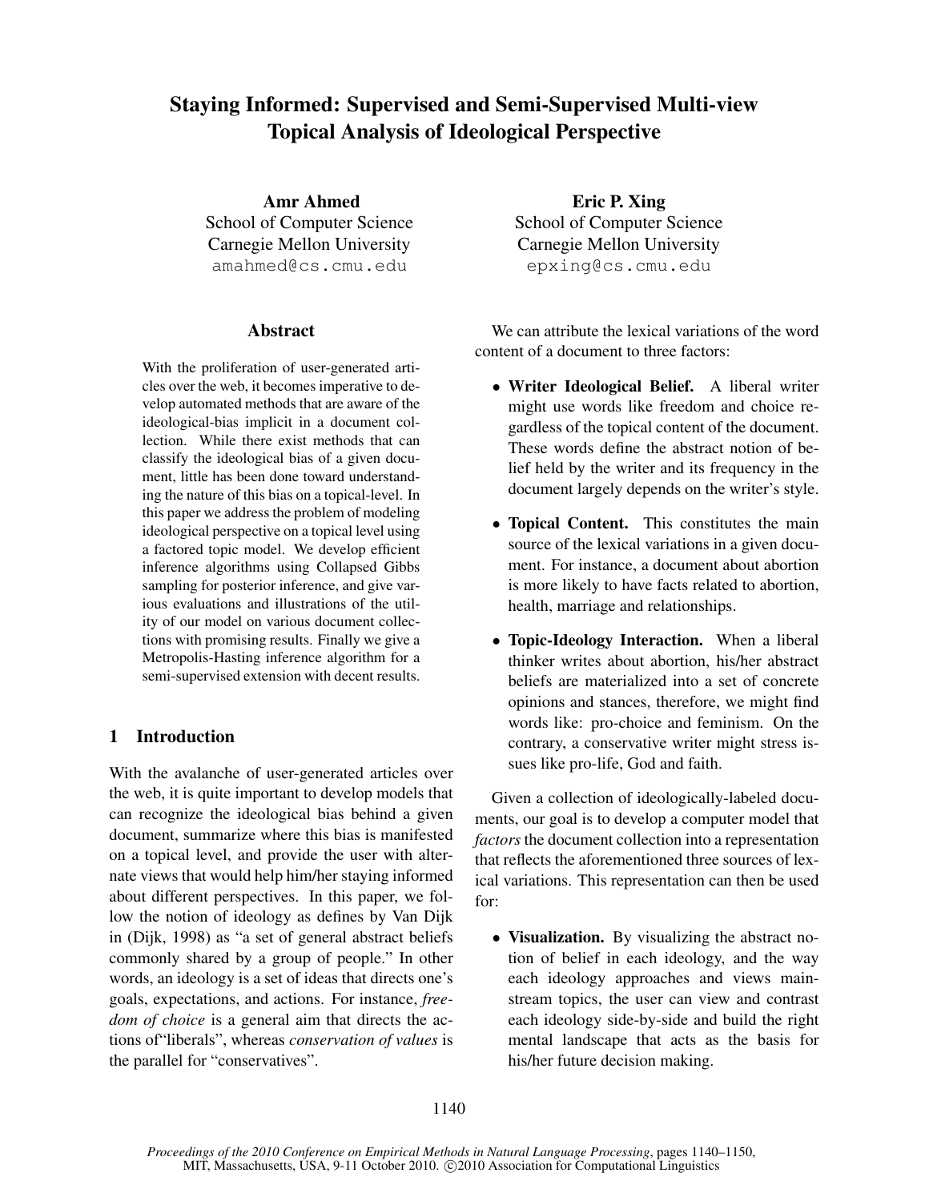# Staying Informed: Supervised and Semi-Supervised Multi-view Topical Analysis of Ideological Perspective

**Amr Ahmed**
School of Computer Science
Carnegie Mellon University
amahmed@cs.cmu.edu

**Eric P. Xing**
School of Computer Science
Carnegie Mellon University
epxing@cs.cmu.edu

## Abstract

With the proliferation of user-generated articles over the web, it becomes imperative to develop automated methods that are aware of the ideological-bias implicit in a document collection. While there exist methods that can classify the ideological bias of a given document, little has been done toward understanding the nature of this bias on a topical-level. In this paper we address the problem of modeling ideological perspective on a topical level using a factored topic model. We develop efficient inference algorithms using Collapsed Gibbs sampling for posterior inference, and give various evaluations and illustrations of the utility of our model on various document collections with promising results. Finally we give a Metropolis-Hasting inference algorithm for a semi-supervised extension with decent results.

## 1 Introduction

With the avalanche of user-generated articles over the web, it is quite important to develop models that can recognize the ideological bias behind a given document, summarize where this bias is manifested on a topical level, and provide the user with alternate views that would help him/her staying informed about different perspectives. In this paper, we follow the notion of ideology as defines by Van Dijk in (Dijk, 1998) as "a set of general abstract beliefs commonly shared by a group of people." In other words, an ideology is a set of ideas that directs one's goals, expectations, and actions. For instance, *freedom of choice* is a general aim that directs the actions of"liberals", whereas *conservation of values* is the parallel for "conservatives".

We can attribute the lexical variations of the word content of a document to three factors:

- **Writer Ideological Belief.** A liberal writer might use words like freedom and choice regardless of the topical content of the document. These words define the abstract notion of belief held by the writer and its frequency in the document largely depends on the writer's style.
- **Topical Content.** This constitutes the main source of the lexical variations in a given document. For instance, a document about abortion is more likely to have facts related to abortion, health, marriage and relationships.
- **Topic-Ideology Interaction.** When a liberal thinker writes about abortion, his/her abstract beliefs are materialized into a set of concrete opinions and stances, therefore, we might find words like: pro-choice and feminism. On the contrary, a conservative writer might stress issues like pro-life, God and faith.

Given a collection of ideologically-labeled documents, our goal is to develop a computer model that *factors* the document collection into a representation that reflects the aforementioned three sources of lexical variations. This representation can then be used for:

- **Visualization.** By visualizing the abstract notion of belief in each ideology, and the way each ideology approaches and views mainstream topics, the user can view and contrast each ideology side-by-side and build the right mental landscape that acts as the basis for his/her future decision making.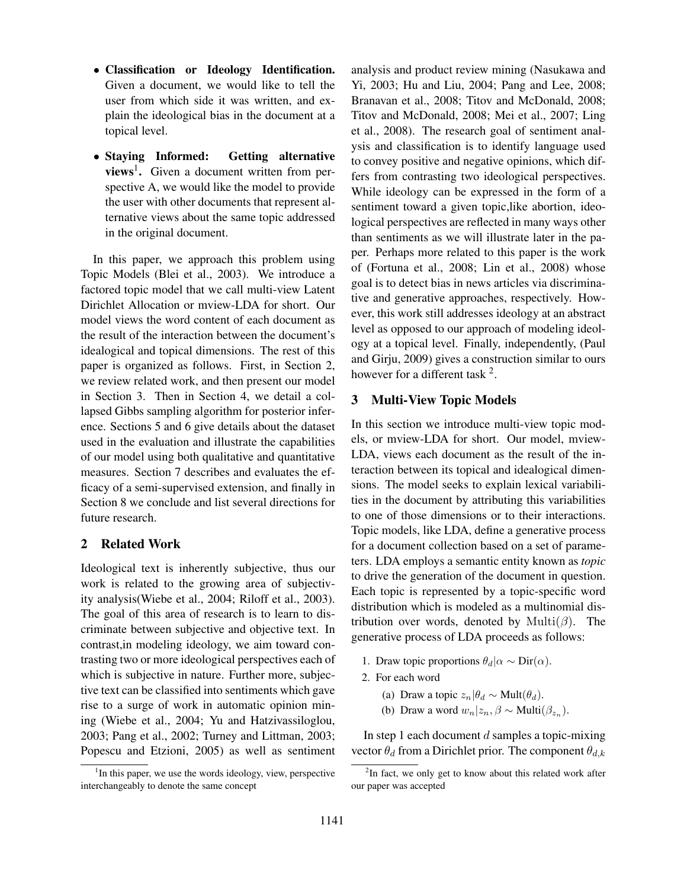- **Classification or Ideology Identification.** Given a document, we would like to tell the user from which side it was written, and explain the ideological bias in the document at a topical level.
- **Staying Informed: Getting alternative views**[1]**.** Given a document written from perspective A, we would like the model to provide the user with other documents that represent alternative views about the same topic addressed in the original document.

In this paper, we approach this problem using Topic Models (Blei et al., 2003). We introduce a factored topic model that we call multi-view Latent Dirichlet Allocation or mview-LDA for short. Our model views the word content of each document as the result of the interaction between the document's idealogical and topical dimensions. The rest of this paper is organized as follows. First, in Section 2, we review related work, and then present our model in Section 3. Then in Section 4, we detail a collapsed Gibbs sampling algorithm for posterior inference. Sections 5 and 6 give details about the dataset used in the evaluation and illustrate the capabilities of our model using both qualitative and quantitative measures. Section 7 describes and evaluates the efficacy of a semi-supervised extension, and finally in Section 8 we conclude and list several directions for future research.

## 2 Related Work

Ideological text is inherently subjective, thus our work is related to the growing area of subjectivity analysis(Wiebe et al., 2004; Riloff et al., 2003). The goal of this area of research is to learn to discriminate between subjective and objective text. In contrast,in modeling ideology, we aim toward contrasting two or more ideological perspectives each of which is subjective in nature. Further more, subjective text can be classified into sentiments which gave rise to a surge of work in automatic opinion mining (Wiebe et al., 2004; Yu and Hatzivassiloglou, 2003; Pang et al., 2002; Turney and Littman, 2003; Popescu and Etzioni, 2005) as well as sentiment analysis and product review mining (Nasukawa and Yi, 2003; Hu and Liu, 2004; Pang and Lee, 2008; Branavan et al., 2008; Titov and McDonald, 2008; Titov and McDonald, 2008; Mei et al., 2007; Ling et al., 2008). The research goal of sentiment analysis and classification is to identify language used to convey positive and negative opinions, which differs from contrasting two ideological perspectives. While ideology can be expressed in the form of a sentiment toward a given topic,like abortion, ideological perspectives are reflected in many ways other than sentiments as we will illustrate later in the paper. Perhaps more related to this paper is the work of (Fortuna et al., 2008; Lin et al., 2008) whose goal is to detect bias in news articles via discriminative and generative approaches, respectively. However, this work still addresses ideology at an abstract level as opposed to our approach of modeling ideology at a topical level. Finally, independently, (Paul and Girju, 2009) gives a construction similar to ours however for a different task [2].

## 3 Multi-View Topic Models

In this section we introduce multi-view topic models, or mview-LDA for short. Our model, mview-LDA, views each document as the result of the interaction between its topical and idealogical dimensions. The model seeks to explain lexical variabilities in the document by attributing this variabilities to one of those dimensions or to their interactions. Topic models, like LDA, define a generative process for a document collection based on a set of parameters. LDA employs a semantic entity known as *topic* to drive the generation of the document in question. Each topic is represented by a topic-specific word distribution which is modeled as a multinomial distribution over words, denoted by $\mathrm{Multi}(\beta)$. The generative process of LDA proceeds as follows:

1. Draw topic proportions $\theta_d|\alpha \sim \mathrm{Dir}(\alpha)$.
2. For each word
   (a) Draw a topic $z_n|\theta_d \sim \mathrm{Mult}(\theta_d)$.
   (b) Draw a word $w_n|z_n, \beta \sim \mathrm{Multi}(\beta_{z_n})$.

In step 1 each document $d$ samples a topic-mixing vector $\theta_d$ from a Dirichlet prior. The component $\theta_{d,k}$

[1] In this paper, we use the words ideology, view, perspective interchangeably to denote the same concept

[2] In fact, we only get to know about this related work after our paper was accepted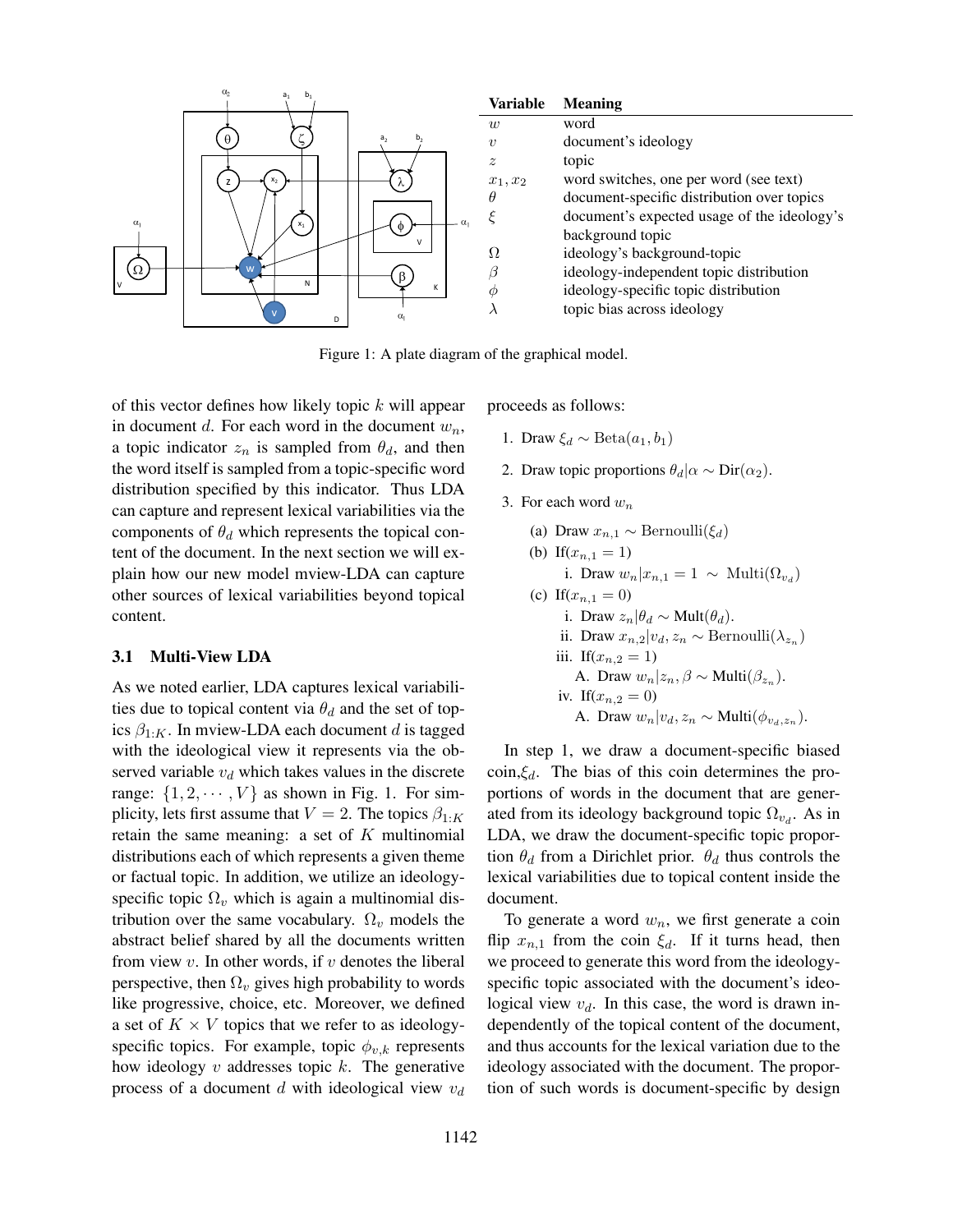| Variable | Meaning |
|---|---|
| $w$ | word |
| $v$ | document's ideology |
| $z$ | topic |
| $x_1, x_2$ | word switches, one per word (see text) |
| $\theta$ | document-specific distribution over topics |
| $\xi$ | document's expected usage of the ideology's background topic |
| $\Omega$ | ideology's background-topic |
| $\beta$ | ideology-independent topic distribution |
| $\phi$ | ideology-specific topic distribution |
| $\lambda$ | topic bias across ideology |

Figure 1: A plate diagram of the graphical model.

of this vector defines how likely topic $k$ will appear in document $d$. For each word in the document $w_n$, a topic indicator $z_n$ is sampled from $\theta_d$, and then the word itself is sampled from a topic-specific word distribution specified by this indicator. Thus LDA can capture and represent lexical variabilities via the components of $\theta_d$ which represents the topical content of the document. In the next section we will explain how our new model mview-LDA can capture other sources of lexical variabilities beyond topical content.

### 3.1 Multi-View LDA

As we noted earlier, LDA captures lexical variabilities due to topical content via $\theta_d$ and the set of topics $\beta_{1:K}$. In mview-LDA each document $d$ is tagged with the ideological view it represents via the observed variable $v_d$ which takes values in the discrete range: $\{1, 2, \cdots, V\}$ as shown in Fig. 1. For simplicity, lets first assume that $V = 2$. The topics $\beta_{1:K}$ retain the same meaning: a set of $K$ multinomial distributions each of which represents a given theme or factual topic. In addition, we utilize an ideology-specific topic $\Omega_v$ which is again a multinomial distribution over the same vocabulary. $\Omega_v$ models the abstract belief shared by all the documents written from view $v$. In other words, if $v$ denotes the liberal perspective, then $\Omega_v$ gives high probability to words like progressive, choice, etc. Moreover, we defined a set of $K \times V$ topics that we refer to as ideology-specific topics. For example, topic $\phi_{v,k}$ represents how ideology $v$ addresses topic $k$. The generative process of a document $d$ with ideological view $v_d$ proceeds as follows:

1. Draw $\xi_d \sim \mathrm{Beta}(a_1, b_1)$
2. Draw topic proportions $\theta_d|\alpha \sim \mathrm{Dir}(\alpha_2)$.
3. For each word $w_n$
   (a) Draw $x_{n,1} \sim \mathrm{Bernoulli}(\xi_d)$
   (b) If$(x_{n,1} = 1)$
      i. Draw $w_n|x_{n,1} = 1 \sim \mathrm{Multi}(\Omega_{v_d})$
   (c) If$(x_{n,1} = 0)$
      i. Draw $z_n|\theta_d \sim \mathrm{Mult}(\theta_d)$.
      ii. Draw $x_{n,2}|v_d, z_n \sim \mathrm{Bernoulli}(\lambda_{z_n})$
      iii. If$(x_{n,2} = 1)$
         A. Draw $w_n|z_n, \beta \sim \mathrm{Multi}(\beta_{z_n})$.
      iv. If$(x_{n,2} = 0)$
         A. Draw $w_n|v_d, z_n \sim \mathrm{Multi}(\phi_{v_d,z_n})$.

In step 1, we draw a document-specific biased coin, $\xi_d$. The bias of this coin determines the proportions of words in the document that are generated from its ideology background topic $\Omega_{v_d}$. As in LDA, we draw the document-specific topic proportion $\theta_d$ from a Dirichlet prior. $\theta_d$ thus controls the lexical variabilities due to topical content inside the document.

To generate a word $w_n$, we first generate a coin flip $x_{n,1}$ from the coin $\xi_d$. If it turns head, then we proceed to generate this word from the ideology-specific topic associated with the document's ideological view $v_d$. In this case, the word is drawn independently of the topical content of the document, and thus accounts for the lexical variation due to the ideology associated with the document. The proportion of such words is document-specific by design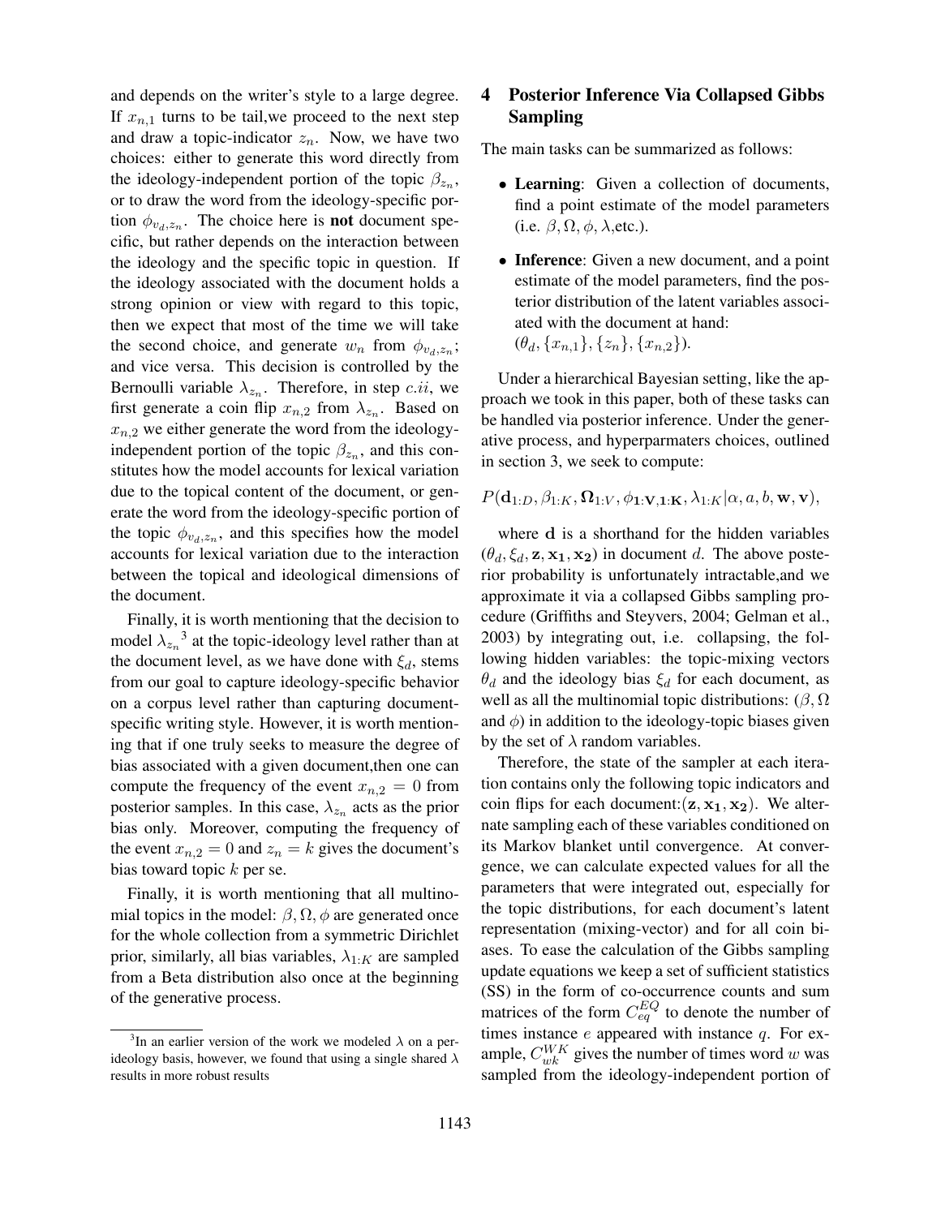and depends on the writer's style to a large degree. If $x_{n,1}$ turns to be tail,we proceed to the next step and draw a topic-indicator $z_n$. Now, we have two choices: either to generate this word directly from the ideology-independent portion of the topic $\beta_{z_n}$, or to draw the word from the ideology-specific portion $\phi_{v_d,z_n}$. The choice here is **not** document specific, but rather depends on the interaction between the ideology and the specific topic in question. If the ideology associated with the document holds a strong opinion or view with regard to this topic, then we expect that most of the time we will take the second choice, and generate $w_n$ from $\phi_{v_d,z_n}$; and vice versa. This decision is controlled by the Bernoulli variable $\lambda_{z_n}$. Therefore, in step $c.ii$, we first generate a coin flip $x_{n,2}$ from $\lambda_{z_n}$. Based on $x_{n,2}$ we either generate the word from the ideology-independent portion of the topic $\beta_{z_n}$, and this constitutes how the model accounts for lexical variation due to the topical content of the document, or generate the word from the ideology-specific portion of the topic $\phi_{v_d,z_n}$, and this specifies how the model accounts for lexical variation due to the interaction between the topical and ideological dimensions of the document.

Finally, it is worth mentioning that the decision to model $\lambda_{z_n}$[3] at the topic-ideology level rather than at the document level, as we have done with $\xi_d$, stems from our goal to capture ideology-specific behavior on a corpus level rather than capturing document-specific writing style. However, it is worth mentioning that if one truly seeks to measure the degree of bias associated with a given document,then one can compute the frequency of the event $x_{n,2} = 0$ from posterior samples. In this case, $\lambda_{z_n}$ acts as the prior bias only. Moreover, computing the frequency of the event $x_{n,2} = 0$ and $z_n = k$ gives the document's bias toward topic $k$ per se.

Finally, it is worth mentioning that all multinomial topics in the model: $\beta, \Omega, \phi$ are generated once for the whole collection from a symmetric Dirichlet prior, similarly, all bias variables, $\lambda_{1:K}$ are sampled from a Beta distribution also once at the beginning of the generative process.

[3]In an earlier version of the work we modeled $\lambda$ on a per-ideology basis, however, we found that using a single shared $\lambda$ results in more robust results

## 4 Posterior Inference Via Collapsed Gibbs Sampling

The main tasks can be summarized as follows:

- **Learning**: Given a collection of documents, find a point estimate of the model parameters (i.e. $\beta, \Omega, \phi, \lambda$,etc.).
- **Inference**: Given a new document, and a point estimate of the model parameters, find the posterior distribution of the latent variables associated with the document at hand: $(\theta_d, \{x_{n,1}\}, \{z_n\}, \{x_{n,2}\})$.

Under a hierarchical Bayesian setting, like the approach we took in this paper, both of these tasks can be handled via posterior inference. Under the generative process, and hyperparmaters choices, outlined in section 3, we seek to compute:

$$P(\mathbf{d}_{1:D}, \beta_{1:K}, \mathbf{\Omega}_{1:V}, \phi_{\mathbf{1:V},\mathbf{1:K}}, \lambda_{1:K}|\alpha, a, b, \mathbf{w}, \mathbf{v}),$$

where $\mathbf{d}$ is a shorthand for the hidden variables $(\theta_d, \xi_d, \mathbf{z}, \mathbf{x_1}, \mathbf{x_2})$ in document $d$. The above posterior probability is unfortunately intractable,and we approximate it via a collapsed Gibbs sampling procedure (Griffiths and Steyvers, 2004; Gelman et al., 2003) by integrating out, i.e. collapsing, the following hidden variables: the topic-mixing vectors $\theta_d$ and the ideology bias $\xi_d$ for each document, as well as all the multinomial topic distributions: ($\beta, \Omega$ and $\phi$) in addition to the ideology-topic biases given by the set of $\lambda$ random variables.

Therefore, the state of the sampler at each iteration contains only the following topic indicators and coin flips for each document:$(\mathbf{z}, \mathbf{x_1}, \mathbf{x_2})$. We alternate sampling each of these variables conditioned on its Markov blanket until convergence. At convergence, we can calculate expected values for all the parameters that were integrated out, especially for the topic distributions, for each document's latent representation (mixing-vector) and for all coin biases. To ease the calculation of the Gibbs sampling update equations we keep a set of sufficient statistics (SS) in the form of co-occurrence counts and sum matrices of the form $C^{EQ}_{eq}$ to denote the number of times instance $e$ appeared with instance $q$. For example, $C^{WK}_{wk}$ gives the number of times word $w$ was sampled from the ideology-independent portion of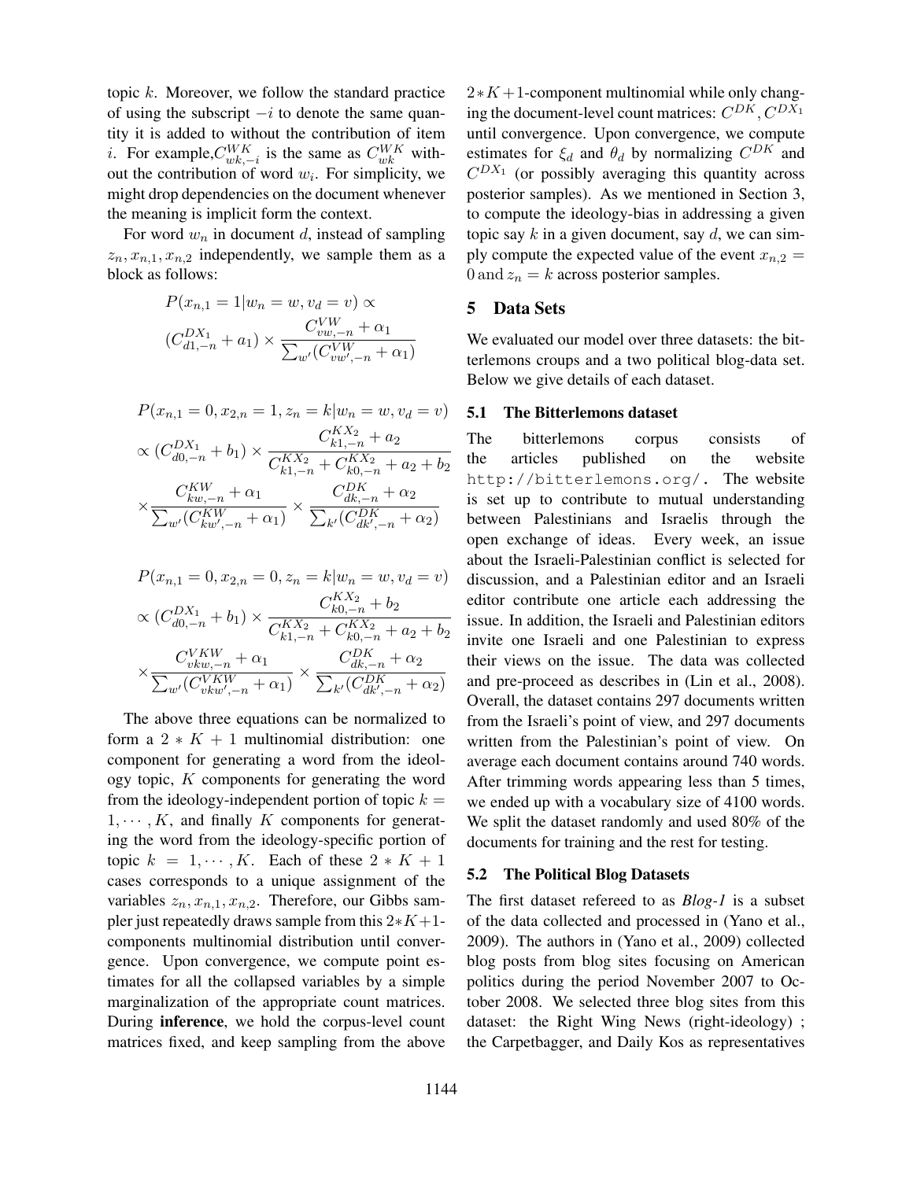topic $k$. Moreover, we follow the standard practice of using the subscript $-i$ to denote the same quantity it is added to without the contribution of item $i$. For example, $C^{WK}_{wk,-i}$ is the same as $C^{WK}_{wk}$ without the contribution of word $w_i$. For simplicity, we might drop dependencies on the document whenever the meaning is implicit form the context.

For word $w_n$ in document $d$, instead of sampling $z_n, x_{n,1}, x_{n,2}$ independently, we sample them as a block as follows:

$$P(x_{n,1} = 1 | w_n = w, v_d = v) \propto (C^{DX_1}_{d1,-n} + a_1) \times \frac{C^{VW}_{vw,-n} + \alpha_1}{\sum_{w'}(C^{VW}_{vw',-n} + \alpha_1)}$$

$$P(x_{n,1} = 0, x_{2,n} = 1, z_n = k | w_n = w, v_d = v) \propto (C^{DX_1}_{d0,-n} + b_1) \times \frac{C^{KX_2}_{k1,-n} + a_2}{C^{KX_2}_{k1,-n} + C^{KX_2}_{k0,-n} + a_2 + b_2} \times \frac{C^{KW}_{kw,-n} + \alpha_1}{\sum_{w'}(C^{KW}_{kw',-n} + \alpha_1)} \times \frac{C^{DK}_{dk,-n} + \alpha_2}{\sum_{k'}(C^{DK}_{dk',-n} + \alpha_2)}$$

$$P(x_{n,1} = 0, x_{2,n} = 0, z_n = k | w_n = w, v_d = v) \propto (C^{DX_1}_{d0,-n} + b_1) \times \frac{C^{KX_2}_{k0,-n} + b_2}{C^{KX_2}_{k1,-n} + C^{KX_2}_{k0,-n} + a_2 + b_2} \times \frac{C^{VKW}_{vkw,-n} + \alpha_1}{\sum_{w'}(C^{VKW}_{vkw',-n} + \alpha_1)} \times \frac{C^{DK}_{dk,-n} + \alpha_2}{\sum_{k'}(C^{DK}_{dk',-n} + \alpha_2)}$$

The above three equations can be normalized to form a $2 * K + 1$ multinomial distribution: one component for generating a word from the ideology topic, $K$ components for generating the word from the ideology-independent portion of topic $k = 1, \cdots, K$, and finally $K$ components for generating the word from the ideology-specific portion of topic $k = 1, \cdots, K$. Each of these $2 * K + 1$ cases corresponds to a unique assignment of the variables $z_n, x_{n,1}, x_{n,2}$. Therefore, our Gibbs sampler just repeatedly draws sample from this $2*K+1$-components multinomial distribution until convergence. Upon convergence, we compute point estimates for all the collapsed variables by a simple marginalization of the appropriate count matrices. During **inference**, we hold the corpus-level count matrices fixed, and keep sampling from the above $2*K+1$-component multinomial while only changing the document-level count matrices: $C^{DK}, C^{DX_1}$ until convergence. Upon convergence, we compute estimates for $\xi_d$ and $\theta_d$ by normalizing $C^{DK}$ and $C^{DX_1}$ (or possibly averaging this quantity across posterior samples). As we mentioned in Section 3, to compute the ideology-bias in addressing a given topic say $k$ in a given document, say $d$, we can simply compute the expected value of the event $x_{n,2} = 0$ and $z_n = k$ across posterior samples.

## 5 Data Sets

We evaluated our model over three datasets: the bitterlemons croups and a two political blog-data set. Below we give details of each dataset.

### 5.1 The Bitterlemons dataset

The bitterlemons corpus consists of the articles published on the website `http://bitterlemons.org/`. The website is set up to contribute to mutual understanding between Palestinians and Israelis through the open exchange of ideas. Every week, an issue about the Israeli-Palestinian conflict is selected for discussion, and a Palestinian editor and an Israeli editor contribute one article each addressing the issue. In addition, the Israeli and Palestinian editors invite one Israeli and one Palestinian to express their views on the issue. The data was collected and pre-proceed as describes in (Lin et al., 2008). Overall, the dataset contains 297 documents written from the Israeli's point of view, and 297 documents written from the Palestinian's point of view. On average each document contains around 740 words. After trimming words appearing less than 5 times, we ended up with a vocabulary size of 4100 words. We split the dataset randomly and used 80% of the documents for training and the rest for testing.

### 5.2 The Political Blog Datasets

The first dataset refereed to as *Blog-1* is a subset of the data collected and processed in (Yano et al., 2009). The authors in (Yano et al., 2009) collected blog posts from blog sites focusing on American politics during the period November 2007 to October 2008. We selected three blog sites from this dataset: the Right Wing News (right-ideology) ; the Carpetbagger, and Daily Kos as representatives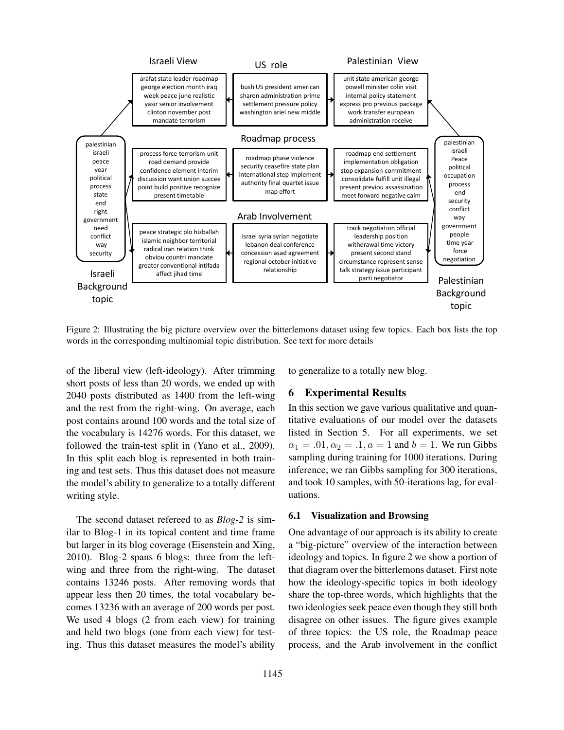Israeli View

US role

Palestinian View

arafat state leader roadmap george election month iraq week peace june realistic yasir senior involvement clinton november post mandate terrorism

bush US president american sharon administration prime settlement pressure policy washington ariel new middle

unit state american george powell minister colin visit internal policy statement express pro previous package work transfer european administration receive

Roadmap process

process force terrorism unit road demand provide confidence element interim discussion want union succee point build positive recognize present timetable

roadmap phase violence security ceasefire state plan international step implement authority final quartet issue map effort

roadmap end settlement implementation obligation stop expansion commitment consolidate fulfill unit illegal present previou assassination meet forward negative calm

Arab Involvement

peace strategic plo hizballah islamic neighbor territorial radical iran relation think obviou countri mandate greater conventional intifada affect jihad time

israel syria syrian negotiate lebanon deal conference concession asad agreement regional october initiative relationship

track negotiation official leadership position withdrawal time victory present second stand circumstance represent sense talk strategy issue participant parti negotiator

palestinian israeli peace year political process state end right government need conflict way security

Israeli Background topic

palestinian israeli Peace political occupation process end security conflict way government people time year force negotiation

Palestinian Background topic

Figure 2: Illustrating the big picture overview over the bitterlemons dataset using few topics. Each box lists the top words in the corresponding multinomial topic distribution. See text for more details

of the liberal view (left-ideology). After trimming short posts of less than 20 words, we ended up with 2040 posts distributed as 1400 from the left-wing and the rest from the right-wing. On average, each post contains around 100 words and the total size of the vocabulary is 14276 words. For this dataset, we followed the train-test split in (Yano et al., 2009). In this split each blog is represented in both training and test sets. Thus this dataset does not measure the model's ability to generalize to a totally different writing style.

The second dataset refereed to as *Blog-2* is similar to Blog-1 in its topical content and time frame but larger in its blog coverage (Eisenstein and Xing, 2010). Blog-2 spans 6 blogs: three from the left-wing and three from the right-wing. The dataset contains 13246 posts. After removing words that appear less then 20 times, the total vocabulary becomes 13236 with an average of 200 words per post. We used 4 blogs (2 from each view) for training and held two blogs (one from each view) for testing. Thus this dataset measures the model's ability to generalize to a totally new blog.

## 6 Experimental Results

In this section we gave various qualitative and quantitative evaluations of our model over the datasets listed in Section 5. For all experiments, we set $\alpha_1 = .01, \alpha_2 = .1, a = 1$ and $b = 1$. We run Gibbs sampling during training for 1000 iterations. During inference, we ran Gibbs sampling for 300 iterations, and took 10 samples, with 50-iterations lag, for evaluations.

### 6.1 Visualization and Browsing

One advantage of our approach is its ability to create a "big-picture" overview of the interaction between ideology and topics. In figure 2 we show a portion of that diagram over the bitterlemons dataset. First note how the ideology-specific topics in both ideology share the top-three words, which highlights that the two ideologies seek peace even though they still both disagree on other issues. The figure gives example of three topics: the US role, the Roadmap peace process, and the Arab involvement in the conflict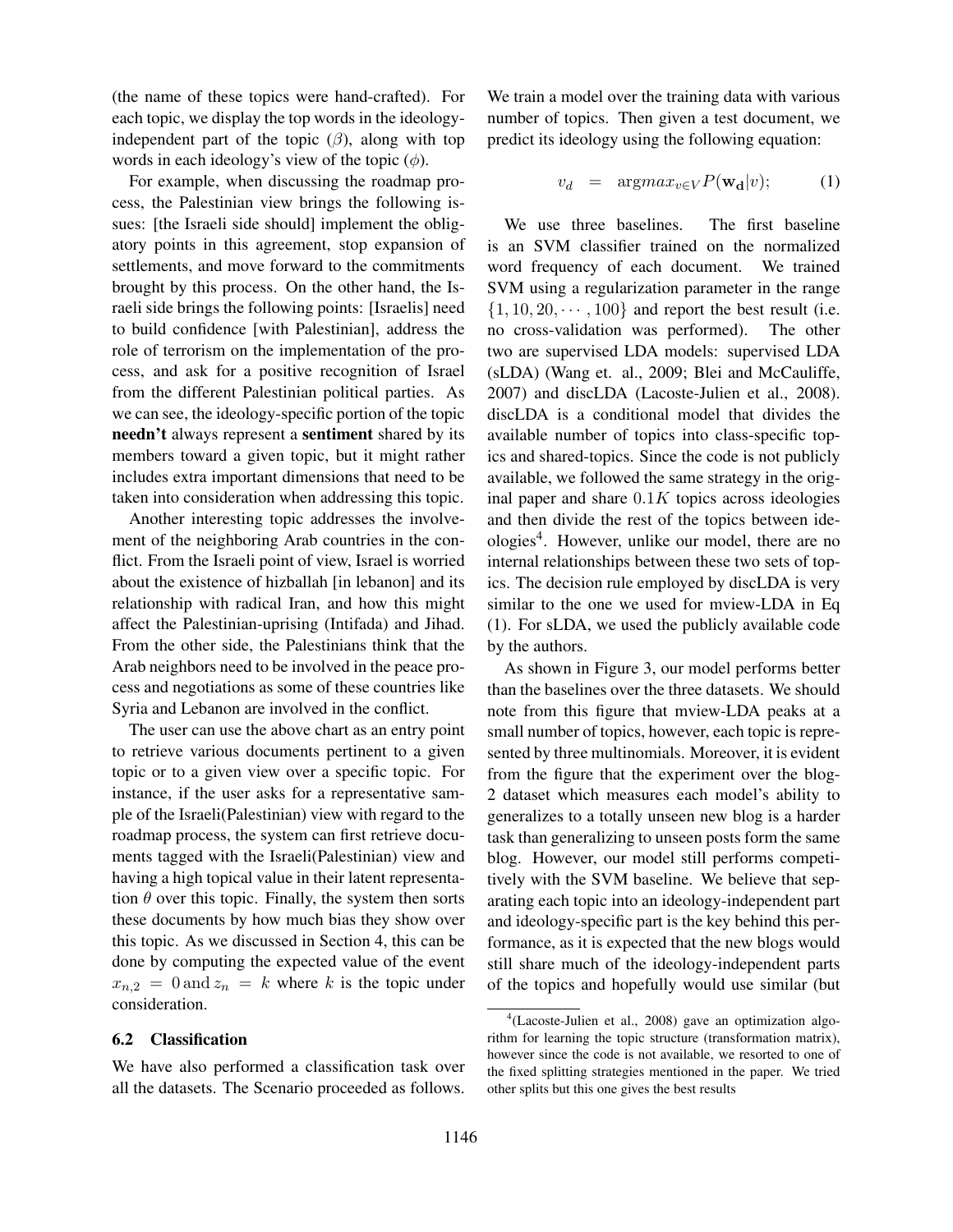(the name of these topics were hand-crafted). For each topic, we display the top words in the ideology-independent part of the topic ($\beta$), along with top words in each ideology's view of the topic ($\phi$).

For example, when discussing the roadmap process, the Palestinian view brings the following issues: [the Israeli side should] implement the obligatory points in this agreement, stop expansion of settlements, and move forward to the commitments brought by this process. On the other hand, the Israeli side brings the following points: [Israelis] need to build confidence [with Palestinian], address the role of terrorism on the implementation of the process, and ask for a positive recognition of Israel from the different Palestinian political parties. As we can see, the ideology-specific portion of the topic **needn't** always represent a **sentiment** shared by its members toward a given topic, but it might rather includes extra important dimensions that need to be taken into consideration when addressing this topic.

Another interesting topic addresses the involvement of the neighboring Arab countries in the conflict. From the Israeli point of view, Israel is worried about the existence of hizballah [in lebanon] and its relationship with radical Iran, and how this might affect the Palestinian-uprising (Intifada) and Jihad. From the other side, the Palestinians think that the Arab neighbors need to be involved in the peace process and negotiations as some of these countries like Syria and Lebanon are involved in the conflict.

The user can use the above chart as an entry point to retrieve various documents pertinent to a given topic or to a given view over a specific topic. For instance, if the user asks for a representative sample of the Israeli(Palestinian) view with regard to the roadmap process, the system can first retrieve documents tagged with the Israeli(Palestinian) view and having a high topical value in their latent representation $\theta$ over this topic. Finally, the system then sorts these documents by how much bias they show over this topic. As we discussed in Section 4, this can be done by computing the expected value of the event $x_{n,2} = 0$ and $z_n = k$ where $k$ is the topic under consideration.

### 6.2 Classification

We have also performed a classification task over all the datasets. The Scenario proceeded as follows. We train a model over the training data with various number of topics. Then given a test document, we predict its ideology using the following equation:

$$v_d = \mathrm{argmax}_{v \in V} P(\mathbf{w_d}|v); \qquad (1)$$

We use three baselines. The first baseline is an SVM classifier trained on the normalized word frequency of each document. We trained SVM using a regularization parameter in the range $\{1, 10, 20, \cdots, 100\}$ and report the best result (i.e. no cross-validation was performed). The other two are supervised LDA models: supervised LDA (sLDA) (Wang et. al., 2009; Blei and McCauliffe, 2007) and discLDA (Lacoste-Julien et al., 2008). discLDA is a conditional model that divides the available number of topics into class-specific topics and shared-topics. Since the code is not publicly available, we followed the same strategy in the original paper and share $0.1K$ topics across ideologies and then divide the rest of the topics between ideologies[4]. However, unlike our model, there are no internal relationships between these two sets of topics. The decision rule employed by discLDA is very similar to the one we used for mview-LDA in Eq (1). For sLDA, we used the publicly available code by the authors.

As shown in Figure 3, our model performs better than the baselines over the three datasets. We should note from this figure that mview-LDA peaks at a small number of topics, however, each topic is represented by three multinomials. Moreover, it is evident from the figure that the experiment over the blog-2 dataset which measures each model's ability to generalizes to a totally unseen new blog is a harder task than generalizing to unseen posts form the same blog. However, our model still performs competitively with the SVM baseline. We believe that separating each topic into an ideology-independent part and ideology-specific part is the key behind this performance, as it is expected that the new blogs would still share much of the ideology-independent parts of the topics and hopefully would use similar (but

[4](Lacoste-Julien et al., 2008) gave an optimization algorithm for learning the topic structure (transformation matrix), however since the code is not available, we resorted to one of the fixed splitting strategies mentioned in the paper. We tried other splits but this one gives the best results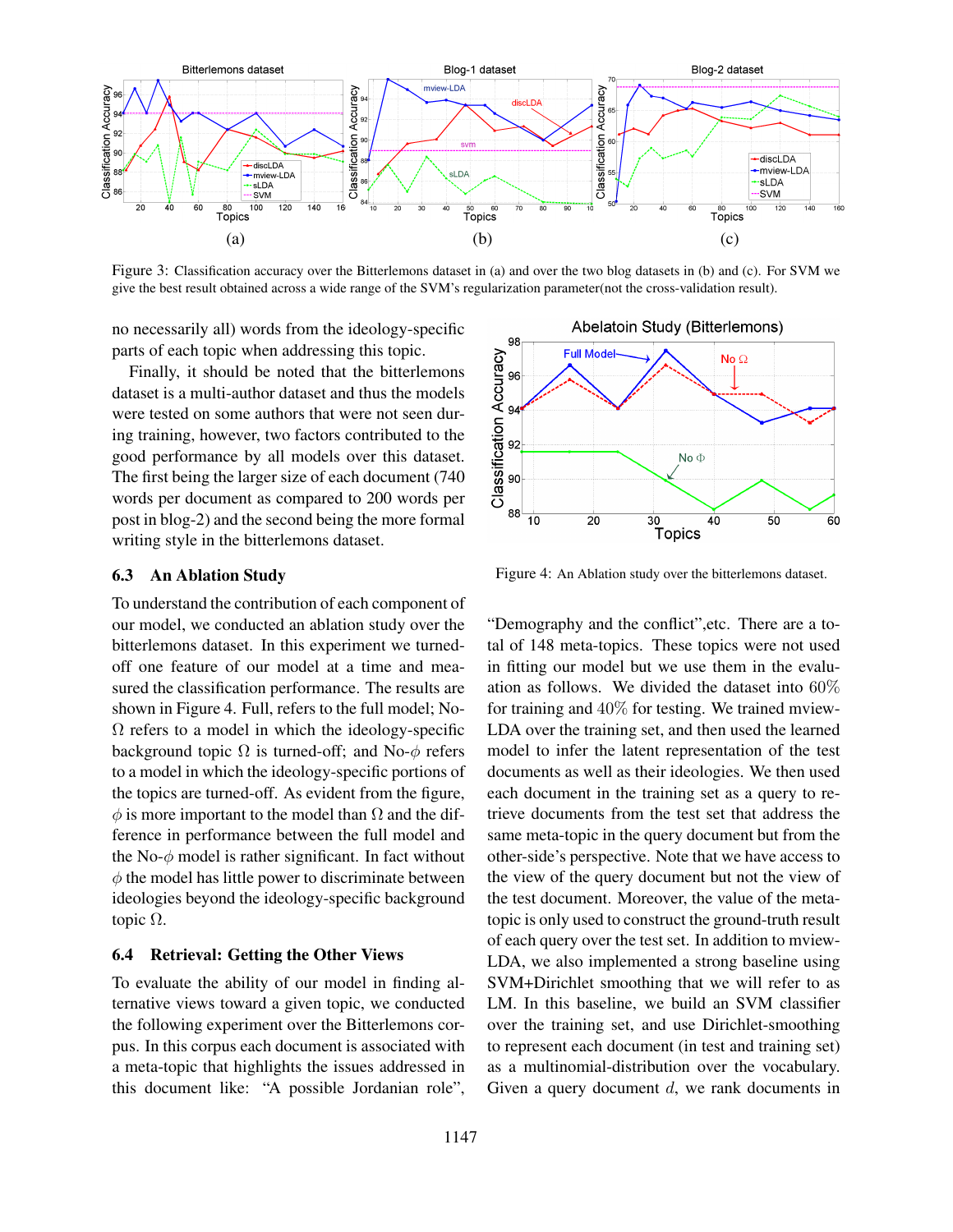Bitterlemons dataset

Classification Accuracy

96
94
92
90
88
86

20 40 60 80 100 120 140 16

Topics

discLDA
mview-LDA
sLDA
SVM

(a)

Blog-1 dataset

Classification Accuracy

94
92
90
88
86
84

10 20 30 40 50 60 70 80 90 10

Topics

mview-LDA
discLDA
svm
sLDA

(b)

Blog-2 dataset

Classification Accuracy

70
65
60
55
50

20 40 60 80 100 120 140 160

Topics

discLDA
mview-LDA
sLDA
SVM

(c)

Figure 3: Classification accuracy over the Bitterlemons dataset in (a) and over the two blog datasets in (b) and (c). For SVM we give the best result obtained across a wide range of the SVM's regularization parameter(not the cross-validation result).

no necessarily all) words from the ideology-specific parts of each topic when addressing this topic.

Finally, it should be noted that the bitterlemons dataset is a multi-author dataset and thus the models were tested on some authors that were not seen during training, however, two factors contributed to the good performance by all models over this dataset. The first being the larger size of each document (740 words per document as compared to 200 words per post in blog-2) and the second being the more formal writing style in the bitterlemons dataset.

### 6.3 An Ablation Study

To understand the contribution of each component of our model, we conducted an ablation study over the bitterlemons dataset. In this experiment we turned-off one feature of our model at a time and measured the classification performance. The results are shown in Figure 4. Full, refers to the full model; No-$\Omega$ refers to a model in which the ideology-specific background topic $\Omega$ is turned-off; and No-$\phi$ refers to a model in which the ideology-specific portions of the topics are turned-off. As evident from the figure, $\phi$ is more important to the model than $\Omega$ and the difference in performance between the full model and the No-$\phi$ model is rather significant. In fact without $\phi$ the model has little power to discriminate between ideologies beyond the ideology-specific background topic $\Omega$.

Abelatoin Study (Bitterlemons)

Classification Accuracy

98
96
94
92
90
88

10 20 30 40 50 60

Topics

Full Model
No Ω
No Φ

Figure 4: An Ablation study over the bitterlemons dataset.

### 6.4 Retrieval: Getting the Other Views

To evaluate the ability of our model in finding alternative views toward a given topic, we conducted the following experiment over the Bitterlemons corpus. In this corpus each document is associated with a meta-topic that highlights the issues addressed in this document like: "A possible Jordanian role", "Demography and the conflict",etc. There are a total of 148 meta-topics. These topics were not used in fitting our model but we use them in the evaluation as follows. We divided the dataset into 60% for training and 40% for testing. We trained mview-LDA over the training set, and then used the learned model to infer the latent representation of the test documents as well as their ideologies. We then used each document in the training set as a query to retrieve documents from the test set that address the same meta-topic in the query document but from the other-side's perspective. Note that we have access to the view of the query document but not the view of the test document. Moreover, the value of the meta-topic is only used to construct the ground-truth result of each query over the test set. In addition to mview-LDA, we also implemented a strong baseline using SVM+Dirichlet smoothing that we will refer to as LM. In this baseline, we build an SVM classifier over the training set, and use Dirichlet-smoothing to represent each document (in test and training set) as a multinomial-distribution over the vocabulary. Given a query document $d$, we rank documents in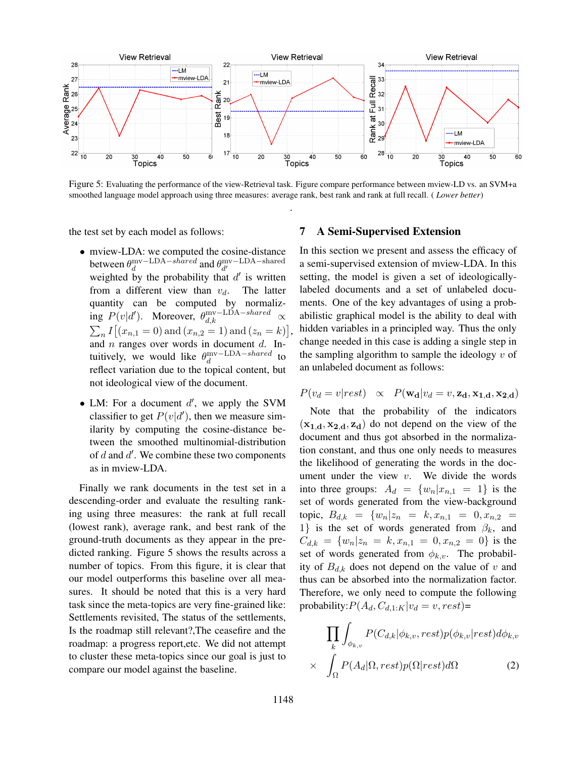View Retrieval

Average Rank

28 27 26 25 24 23 22

10 20 30 40 50 60

Topics

LM

mview-LDA

View Retrieval

Best Rank

22 21 20 19 18 17

10 20 30 40 50 60

Topics

LM

mview-LDA

View Retrieval

Rank at Full Recall

34 33 32 31 30 29 28

10 20 30 40 50 60

Topics

LM

mview-LDA

Figure 5: Evaluating the performance of the view-Retrieval task. Figure compare performance between mview-LD vs. an SVM+a smoothed language model approach using three measures: average rank, best rank and rank at full recall. ( *Lower better*)

the test set by each model as follows:

- mview-LDA: we computed the cosine-distance between $\theta_d^{\text{mv-LDA}-shared}$ and $\theta_{d'}^{\text{mv-LDA-shared}}$ weighted by the probability that $d'$ is written from a different view than $v_d$. The latter quantity can be computed by normalizing $P(v|d')$. Moreover, $\theta_{d,k}^{\text{mv-LDA}-shared} \propto \sum_n I\big[(x_{n,1} = 0) \text{ and } (x_{n,2} = 1) \text{ and } (z_n = k)\big]$, and $n$ ranges over words in document $d$. Intuitively, we would like $\theta_d^{\text{mv-LDA}-shared}$ to reflect variation due to the topical content, but not ideological view of the document.
- LM: For a document $d'$, we apply the SVM classifier to get $P(v|d')$, then we measure similarity by computing the cosine-distance between the smoothed multinomial-distribution of $d$ and $d'$. We combine these two components as in mview-LDA.

Finally we rank documents in the test set in a descending-order and evaluate the resulting ranking using three measures: the rank at full recall (lowest rank), average rank, and best rank of the ground-truth documents as they appear in the predicted ranking. Figure 5 shows the results across a number of topics. From this figure, it is clear that our model outperforms this baseline over all measures. It should be noted that this is a very hard task since the meta-topics are very fine-grained like: Settlements revisited, The status of the settlements, Is the roadmap still relevant?,The ceasefire and the roadmap: a progress report,etc. We did not attempt to cluster these meta-topics since our goal is just to compare our model against the baseline.

## 7 A Semi-Supervised Extension

In this section we present and assess the efficacy of a semi-supervised extension of mview-LDA. In this setting, the model is given a set of ideologically-labeled documents and a set of unlabeled documents. One of the key advantages of using a probabilistic graphical model is the ability to deal with hidden variables in a principled way. Thus the only change needed in this case is adding a single step in the sampling algorithm to sample the ideology $v$ of an unlabeled document as follows:

$$P(v_d = v|rest) \;\propto\; P(\mathbf{w_d}|v_d = v, \mathbf{z_d}, \mathbf{x_{1,d}}, \mathbf{x_{2,d}})$$

Note that the probability of the indicators $(\mathbf{x_{1,d}}, \mathbf{x_{2,d}}, \mathbf{z_d})$ do not depend on the view of the document and thus got absorbed in the normalization constant, and thus one only needs to measures the likelihood of generating the words in the document under the view $v$. We divide the words into three groups: $A_d = \{w_n | x_{n,1} = 1\}$ is the set of words generated from the view-background topic, $B_{d,k} = \{w_n | z_n = k, x_{n,1} = 0, x_{n,2} = 1\}$ is the set of words generated from $\beta_k$, and $C_{d,k} = \{w_n | z_n = k, x_{n,1} = 0, x_{n,2} = 0\}$ is the set of words generated from $\phi_{k,v}$. The probability of $B_{d,k}$ does not depend on the value of $v$ and thus can be absorbed into the normalization factor. Therefore, we only need to compute the following probability: $P(A_d, C_{d,1:K}|v_d = v, rest)$=

$$\prod_k \int_{\phi_{k,v}} P(C_{d,k}|\phi_{k,v}, rest)p(\phi_{k,v}|rest)d\phi_{k,v} \times \int_{\Omega} P(A_d|\Omega, rest)p(\Omega|rest)d\Omega \quad (2)$$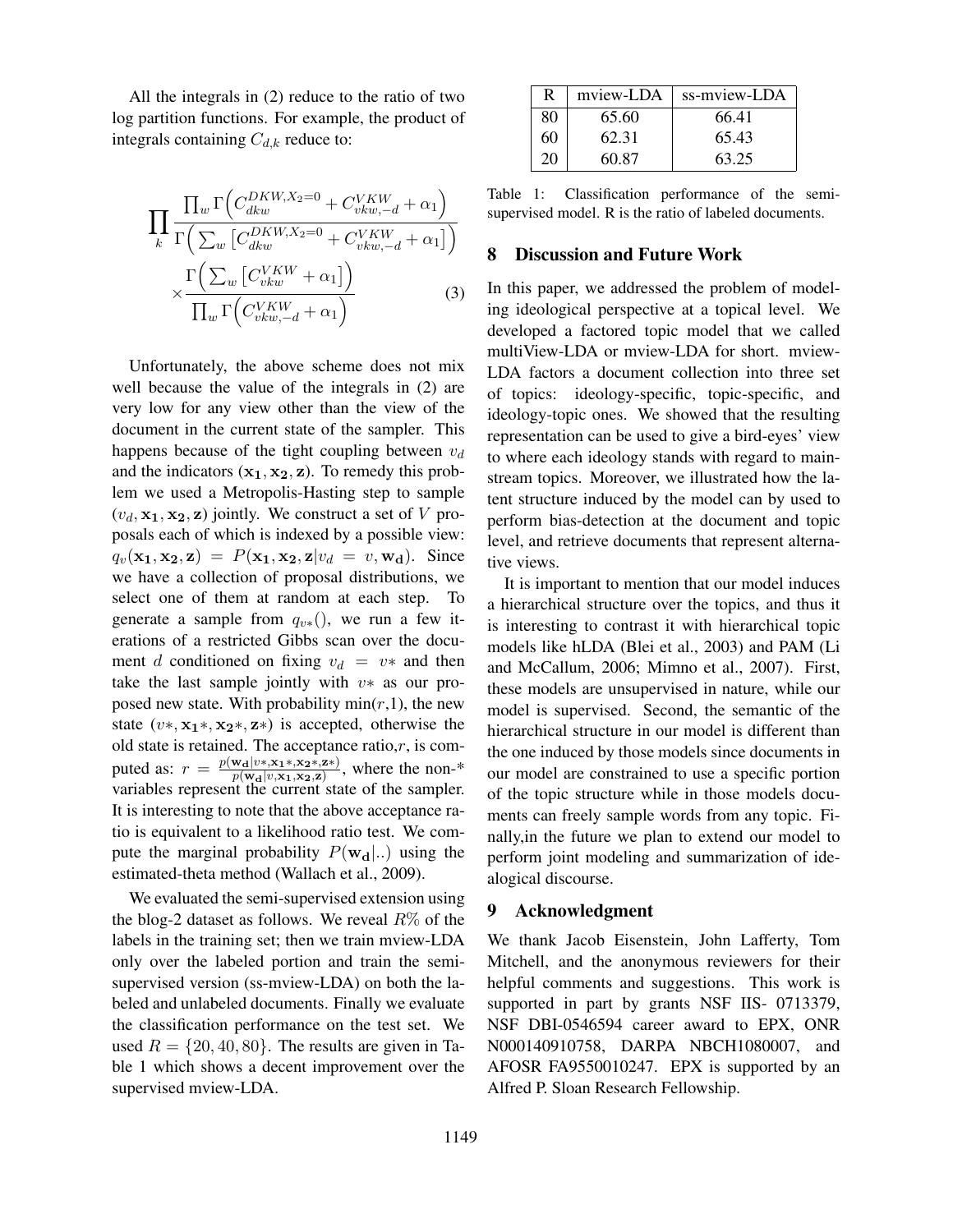All the integrals in (2) reduce to the ratio of two log partition functions. For example, the product of integrals containing $C_{d,k}$ reduce to:

$$\prod_k \frac{\prod_w \Gamma\Big(C_{dkw}^{DKW,X_2=0} + C_{vkw,-d}^{VKW} + \alpha_1\Big)}{\Gamma\Big(\sum_w \big[C_{dkw}^{DKW,X_2=0} + C_{vkw,-d}^{VKW} + \alpha_1\big]\Big)} \times \frac{\Gamma\Big(\sum_w \big[C_{vkw}^{VKW} + \alpha_1\big]\Big)}{\prod_w \Gamma\Big(C_{vkw,-d}^{VKW} + \alpha_1\Big)} \quad (3)$$

Unfortunately, the above scheme does not mix well because the value of the integrals in (2) are very low for any view other than the view of the document in the current state of the sampler. This happens because of the tight coupling between $v_d$ and the indicators $(\mathbf{x_1}, \mathbf{x_2}, \mathbf{z})$. To remedy this problem we used a Metropolis-Hasting step to sample $(v_d, \mathbf{x_1}, \mathbf{x_2}, \mathbf{z})$ jointly. We construct a set of $V$ proposals each of which is indexed by a possible view: $q_v(\mathbf{x_1}, \mathbf{x_2}, \mathbf{z}) = P(\mathbf{x_1}, \mathbf{x_2}, \mathbf{z}|v_d = v, \mathbf{w_d})$. Since we have a collection of proposal distributions, we select one of them at random at each step. To generate a sample from $q_{v*}()$, we run a few iterations of a restricted Gibbs scan over the document $d$ conditioned on fixing $v_d = v*$ and then take the last sample jointly with $v*$ as our proposed new state. With probability min($r$,1), the new state $(v*, \mathbf{x_1}*, \mathbf{x_2}*, \mathbf{z}*)$ is accepted, otherwise the old state is retained. The acceptance ratio,$r$, is computed as: $r = \frac{p(\mathbf{w_d}|v*, \mathbf{x_1}*, \mathbf{x_2}*, \mathbf{z}*)}{p(\mathbf{w_d}|v, \mathbf{x_1}, \mathbf{x_2}, \mathbf{z})}$, where the non-* variables represent the current state of the sampler. It is interesting to note that the above acceptance ratio is equivalent to a likelihood ratio test. We compute the marginal probability $P(\mathbf{w_d}|..)$ using the estimated-theta method (Wallach et al., 2009).

We evaluated the semi-supervised extension using the blog-2 dataset as follows. We reveal $R\%$ of the labels in the training set; then we train mview-LDA only over the labeled portion and train the semi-supervised version (ss-mview-LDA) on both the labeled and unlabeled documents. Finally we evaluate the classification performance on the test set. We used $R = \{20, 40, 80\}$. The results are given in Table 1 which shows a decent improvement over the supervised mview-LDA.

| R | mview-LDA | ss-mview-LDA |
|---|---|---|
| 80 | 65.60 | 66.41 |
| 60 | 62.31 | 65.43 |
| 20 | 60.87 | 63.25 |

Table 1: Classification performance of the semi-supervised model. R is the ratio of labeled documents.

## 8 Discussion and Future Work

In this paper, we addressed the problem of modeling ideological perspective at a topical level. We developed a factored topic model that we called multiView-LDA or mview-LDA for short. mview-LDA factors a document collection into three set of topics: ideology-specific, topic-specific, and ideology-topic ones. We showed that the resulting representation can be used to give a bird-eyes' view to where each ideology stands with regard to mainstream topics. Moreover, we illustrated how the latent structure induced by the model can by used to perform bias-detection at the document and topic level, and retrieve documents that represent alternative views.

It is important to mention that our model induces a hierarchical structure over the topics, and thus it is interesting to contrast it with hierarchical topic models like hLDA (Blei et al., 2003) and PAM (Li and McCallum, 2006; Mimno et al., 2007). First, these models are unsupervised in nature, while our model is supervised. Second, the semantic of the hierarchical structure in our model is different than the one induced by those models since documents in our model are constrained to use a specific portion of the topic structure while in those models documents can freely sample words from any topic. Finally,in the future we plan to extend our model to perform joint modeling and summarization of idealogical discourse.

## 9 Acknowledgment

We thank Jacob Eisenstein, John Lafferty, Tom Mitchell, and the anonymous reviewers for their helpful comments and suggestions. This work is supported in part by grants NSF IIS- 0713379, NSF DBI-0546594 career award to EPX, ONR N000140910758, DARPA NBCH1080007, and AFOSR FA9550010247. EPX is supported by an Alfred P. Sloan Research Fellowship.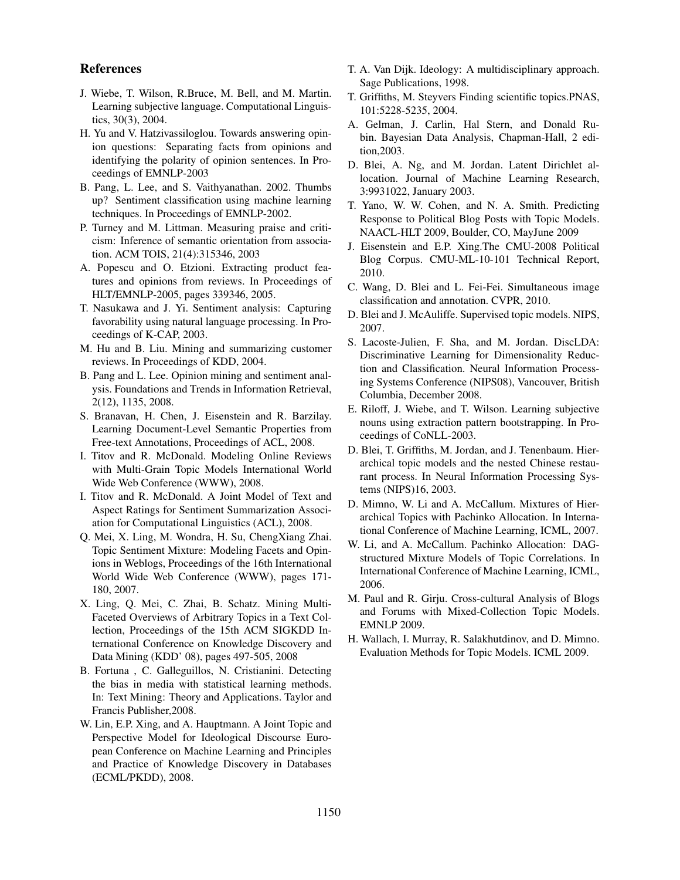## References

J. Wiebe, T. Wilson, R.Bruce, M. Bell, and M. Martin. Learning subjective language. Computational Linguistics, 30(3), 2004.

H. Yu and V. Hatzivassiloglou. Towards answering opinion questions: Separating facts from opinions and identifying the polarity of opinion sentences. In Proceedings of EMNLP-2003

B. Pang, L. Lee, and S. Vaithyanathan. 2002. Thumbs up? Sentiment classification using machine learning techniques. In Proceedings of EMNLP-2002.

P. Turney and M. Littman. Measuring praise and criticism: Inference of semantic orientation from association. ACM TOIS, 21(4):315346, 2003

A. Popescu and O. Etzioni. Extracting product features and opinions from reviews. In Proceedings of HLT/EMNLP-2005, pages 339346, 2005.

T. Nasukawa and J. Yi. Sentiment analysis: Capturing favorability using natural language processing. In Proceedings of K-CAP, 2003.

M. Hu and B. Liu. Mining and summarizing customer reviews. In Proceedings of KDD, 2004.

B. Pang and L. Lee. Opinion mining and sentiment analysis. Foundations and Trends in Information Retrieval, 2(12), 1135, 2008.

S. Branavan, H. Chen, J. Eisenstein and R. Barzilay. Learning Document-Level Semantic Properties from Free-text Annotations, Proceedings of ACL, 2008.

I. Titov and R. McDonald. Modeling Online Reviews with Multi-Grain Topic Models International World Wide Web Conference (WWW), 2008.

I. Titov and R. McDonald. A Joint Model of Text and Aspect Ratings for Sentiment Summarization Association for Computational Linguistics (ACL), 2008.

Q. Mei, X. Ling, M. Wondra, H. Su, ChengXiang Zhai. Topic Sentiment Mixture: Modeling Facets and Opinions in Weblogs, Proceedings of the 16th International World Wide Web Conference (WWW), pages 171-180, 2007.

X. Ling, Q. Mei, C. Zhai, B. Schatz. Mining Multi-Faceted Overviews of Arbitrary Topics in a Text Collection, Proceedings of the 15th ACM SIGKDD International Conference on Knowledge Discovery and Data Mining (KDD' 08), pages 497-505, 2008

B. Fortuna , C. Galleguillos, N. Cristianini. Detecting the bias in media with statistical learning methods. In: Text Mining: Theory and Applications. Taylor and Francis Publisher,2008.

W. Lin, E.P. Xing, and A. Hauptmann. A Joint Topic and Perspective Model for Ideological Discourse European Conference on Machine Learning and Principles and Practice of Knowledge Discovery in Databases (ECML/PKDD), 2008.

T. A. Van Dijk. Ideology: A multidisciplinary approach. Sage Publications, 1998.

T. Griffiths, M. Steyvers Finding scientific topics.PNAS, 101:5228-5235, 2004.

A. Gelman, J. Carlin, Hal Stern, and Donald Rubin. Bayesian Data Analysis, Chapman-Hall, 2 edition,2003.

D. Blei, A. Ng, and M. Jordan. Latent Dirichlet allocation. Journal of Machine Learning Research, 3:9931022, January 2003.

T. Yano, W. W. Cohen, and N. A. Smith. Predicting Response to Political Blog Posts with Topic Models. NAACL-HLT 2009, Boulder, CO, MayJune 2009

J. Eisenstein and E.P. Xing.The CMU-2008 Political Blog Corpus. CMU-ML-10-101 Technical Report, 2010.

C. Wang, D. Blei and L. Fei-Fei. Simultaneous image classification and annotation. CVPR, 2010.

D. Blei and J. McAuliffe. Supervised topic models. NIPS, 2007.

S. Lacoste-Julien, F. Sha, and M. Jordan. DiscLDA: Discriminative Learning for Dimensionality Reduction and Classification. Neural Information Processing Systems Conference (NIPS08), Vancouver, British Columbia, December 2008.

E. Riloff, J. Wiebe, and T. Wilson. Learning subjective nouns using extraction pattern bootstrapping. In Proceedings of CoNLL-2003.

D. Blei, T. Griffiths, M. Jordan, and J. Tenenbaum. Hierarchical topic models and the nested Chinese restaurant process. In Neural Information Processing Systems (NIPS)16, 2003.

D. Mimno, W. Li and A. McCallum. Mixtures of Hierarchical Topics with Pachinko Allocation. In International Conference of Machine Learning, ICML, 2007.

W. Li, and A. McCallum. Pachinko Allocation: DAG-structured Mixture Models of Topic Correlations. In International Conference of Machine Learning, ICML, 2006.

M. Paul and R. Girju. Cross-cultural Analysis of Blogs and Forums with Mixed-Collection Topic Models. EMNLP 2009.

H. Wallach, I. Murray, R. Salakhutdinov, and D. Mimno. Evaluation Methods for Topic Models. ICML 2009.